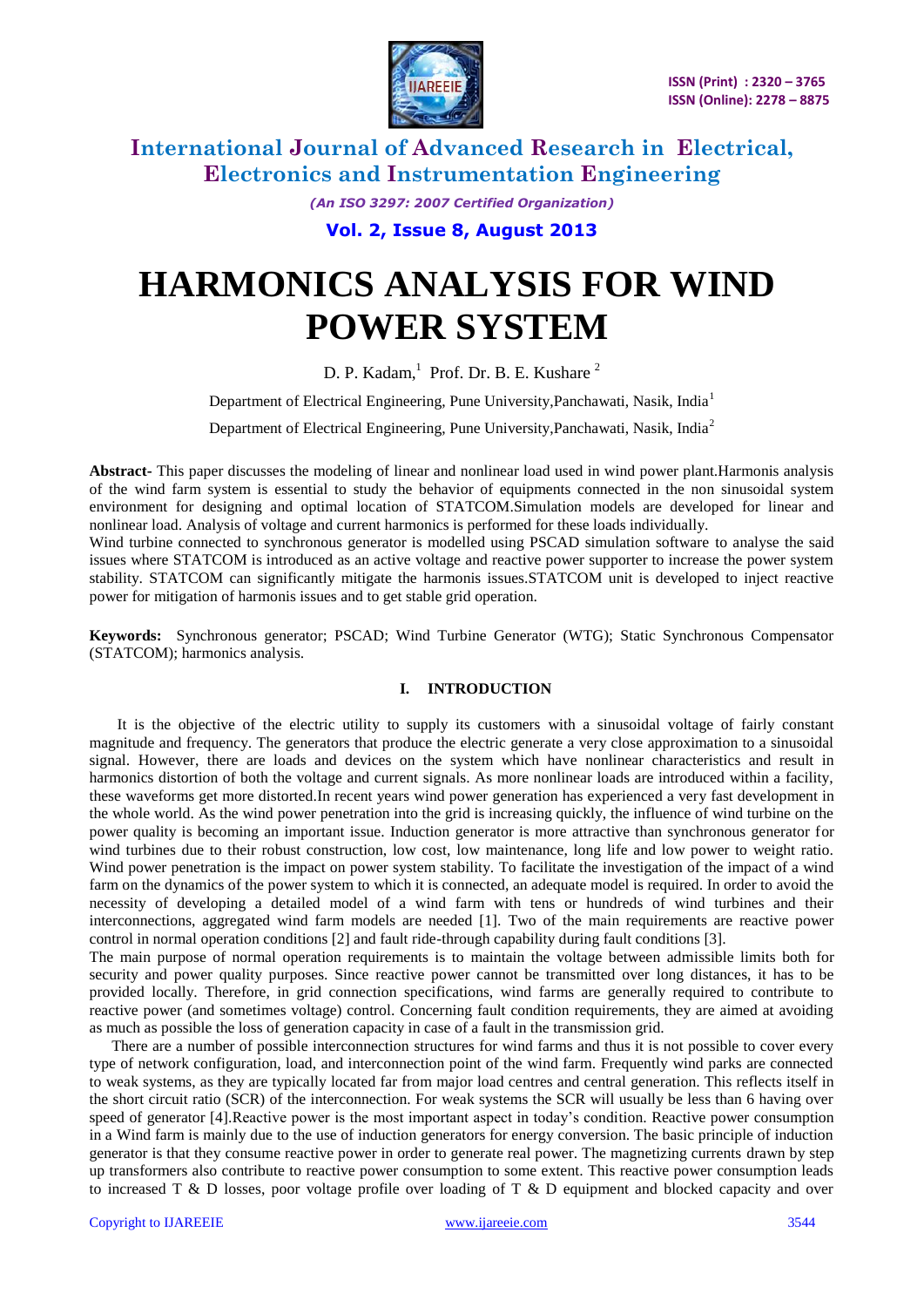# HARMONICS ANALYSIS FOR WIND POWER SYSTEM

D. P. Kadam,[1] Prof. Dr. B. E. Kushare [2]

Department of Electrical Engineering, Pune University,Panchawati, Nasik, India[1]

Department of Electrical Engineering, Pune University,Panchawati, Nasik, India[2]

**Abstract-** This paper discusses the modeling of linear and nonlinear load used in wind power plant.Harmonis analysis of the wind farm system is essential to study the behavior of equipments connected in the non sinusoidal system environment for designing and optimal location of STATCOM.Simulation models are developed for linear and nonlinear load. Analysis of voltage and current harmonics is performed for these loads individually.

Wind turbine connected to synchronous generator is modelled using PSCAD simulation software to analyse the said issues where STATCOM is introduced as an active voltage and reactive power supporter to increase the power system stability. STATCOM can significantly mitigate the harmonis issues.STATCOM unit is developed to inject reactive power for mitigation of harmonis issues and to get stable grid operation.

**Keywords:** Synchronous generator; PSCAD; Wind Turbine Generator (WTG); Static Synchronous Compensator (STATCOM); harmonics analysis.

## I. INTRODUCTION

It is the objective of the electric utility to supply its customers with a sinusoidal voltage of fairly constant magnitude and frequency. The generators that produce the electric generate a very close approximation to a sinusoidal signal. However, there are loads and devices on the system which have nonlinear characteristics and result in harmonics distortion of both the voltage and current signals. As more nonlinear loads are introduced within a facility, these waveforms get more distorted.In recent years wind power generation has experienced a very fast development in the whole world. As the wind power penetration into the grid is increasing quickly, the influence of wind turbine on the power quality is becoming an important issue. Induction generator is more attractive than synchronous generator for wind turbines due to their robust construction, low cost, low maintenance, long life and low power to weight ratio. Wind power penetration is the impact on power system stability. To facilitate the investigation of the impact of a wind farm on the dynamics of the power system to which it is connected, an adequate model is required. In order to avoid the necessity of developing a detailed model of a wind farm with tens or hundreds of wind turbines and their interconnections, aggregated wind farm models are needed [1]. Two of the main requirements are reactive power control in normal operation conditions [2] and fault ride-through capability during fault conditions [3].

The main purpose of normal operation requirements is to maintain the voltage between admissible limits both for security and power quality purposes. Since reactive power cannot be transmitted over long distances, it has to be provided locally. Therefore, in grid connection specifications, wind farms are generally required to contribute to reactive power (and sometimes voltage) control. Concerning fault condition requirements, they are aimed at avoiding as much as possible the loss of generation capacity in case of a fault in the transmission grid.

There are a number of possible interconnection structures for wind farms and thus it is not possible to cover every type of network configuration, load, and interconnection point of the wind farm. Frequently wind parks are connected to weak systems, as they are typically located far from major load centres and central generation. This reflects itself in the short circuit ratio (SCR) of the interconnection. For weak systems the SCR will usually be less than 6 having over speed of generator [4].Reactive power is the most important aspect in today's condition. Reactive power consumption in a Wind farm is mainly due to the use of induction generators for energy conversion. The basic principle of induction generator is that they consume reactive power in order to generate real power. The magnetizing currents drawn by step up transformers also contribute to reactive power consumption to some extent. This reactive power consumption leads to increased T & D losses, poor voltage profile over loading of T & D equipment and blocked capacity and over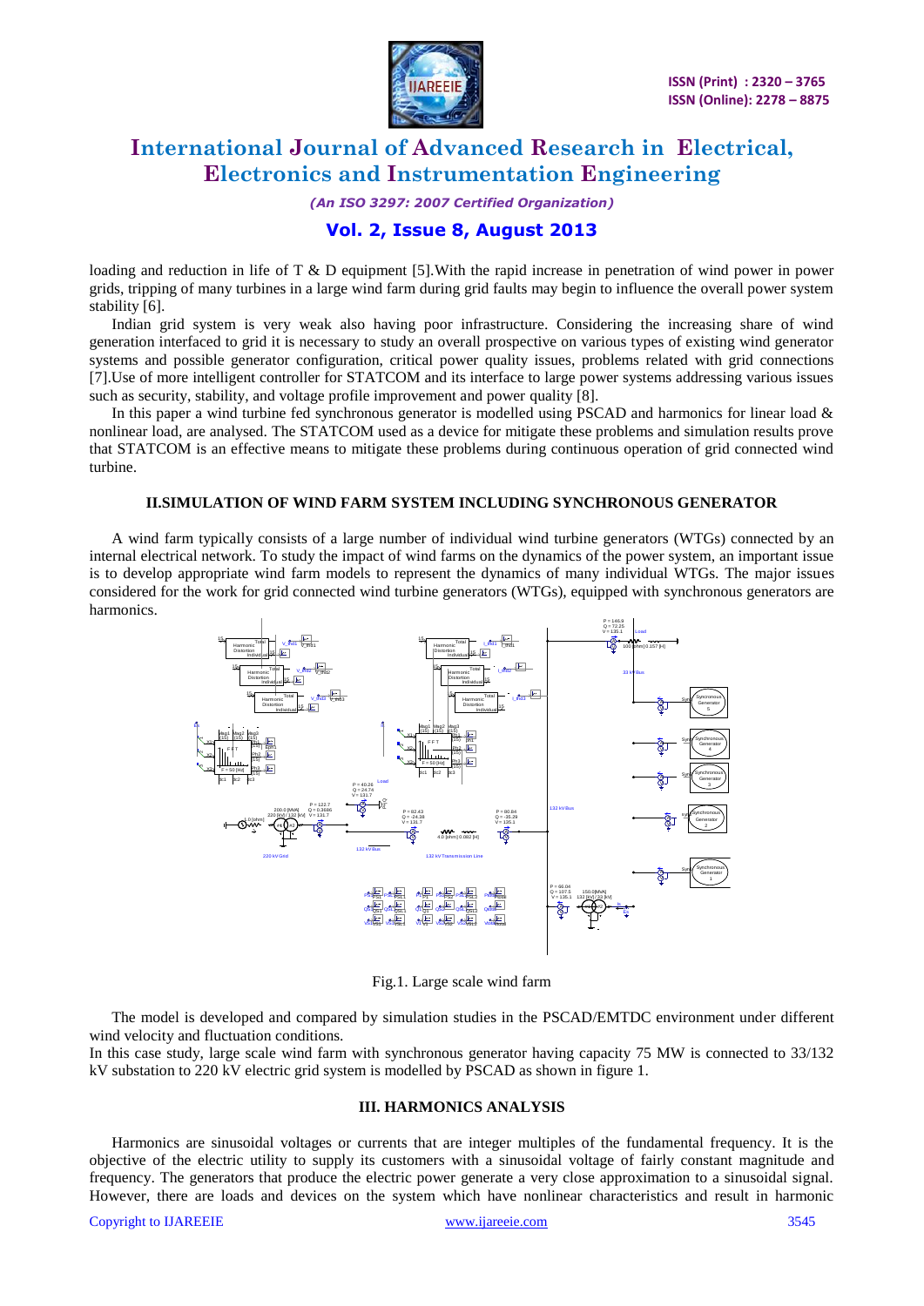loading and reduction in life of T & D equipment [5].With the rapid increase in penetration of wind power in power grids, tripping of many turbines in a large wind farm during grid faults may begin to influence the overall power system stability [6].

Indian grid system is very weak also having poor infrastructure. Considering the increasing share of wind generation interfaced to grid it is necessary to study an overall prospective on various types of existing wind generator systems and possible generator configuration, critical power quality issues, problems related with grid connections [7].Use of more intelligent controller for STATCOM and its interface to large power systems addressing various issues such as security, stability, and voltage profile improvement and power quality [8].

In this paper a wind turbine fed synchronous generator is modelled using PSCAD and harmonics for linear load & nonlinear load, are analysed. The STATCOM used as a device for mitigate these problems and simulation results prove that STATCOM is an effective means to mitigate these problems during continuous operation of grid connected wind turbine.

## II.SIMULATION OF WIND FARM SYSTEM INCLUDING SYNCHRONOUS GENERATOR

A wind farm typically consists of a large number of individual wind turbine generators (WTGs) connected by an internal electrical network. To study the impact of wind farms on the dynamics of the power system, an important issue is to develop appropriate wind farm models to represent the dynamics of many individual WTGs. The major issues considered for the work for grid connected wind turbine generators (WTGs), equipped with synchronous generators are harmonics.

Fig.1. Large scale wind farm

The model is developed and compared by simulation studies in the PSCAD/EMTDC environment under different wind velocity and fluctuation conditions.

In this case study, large scale wind farm with synchronous generator having capacity 75 MW is connected to 33/132 kV substation to 220 kV electric grid system is modelled by PSCAD as shown in figure 1.

## III. HARMONICS ANALYSIS

Harmonics are sinusoidal voltages or currents that are integer multiples of the fundamental frequency. It is the objective of the electric utility to supply its customers with a sinusoidal voltage of fairly constant magnitude and frequency. The generators that produce the electric power generate a very close approximation to a sinusoidal signal. However, there are loads and devices on the system which have nonlinear characteristics and result in harmonic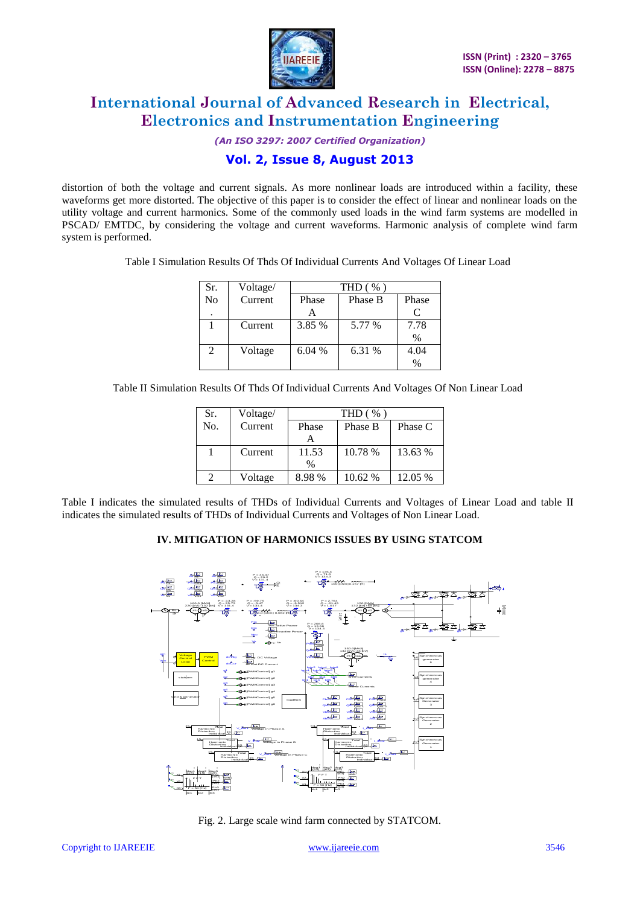distortion of both the voltage and current signals. As more nonlinear loads are introduced within a facility, these waveforms get more distorted. The objective of this paper is to consider the effect of linear and nonlinear loads on the utility voltage and current harmonics. Some of the commonly used loads in the wind farm systems are modelled in PSCAD/ EMTDC, by considering the voltage and current waveforms. Harmonic analysis of complete wind farm system is performed.

Table I Simulation Results Of Thds Of Individual Currents And Voltages Of Linear Load

| Sr. No. | Voltage/ Current | THD ( % ) | | |
|---|---|---|---|---|
| | | Phase A | Phase B | Phase C |
| 1 | Current | 3.85 % | 5.77 % | 7.78 % |
| 2 | Voltage | 6.04 % | 6.31 % | 4.04 % |

Table II Simulation Results Of Thds Of Individual Currents And Voltages Of Non Linear Load

| Sr. No. | Voltage/ Current | THD ( % ) | | |
|---|---|---|---|---|
| | | Phase A | Phase B | Phase C |
| 1 | Current | 11.53 % | 10.78 % | 13.63 % |
| 2 | Voltage | 8.98 % | 10.62 % | 12.05 % |

Table I indicates the simulated results of THDs of Individual Currents and Voltages of Linear Load and table II indicates the simulated results of THDs of Individual Currents and Voltages of Non Linear Load.

## IV. MITIGATION OF HARMONICS ISSUES BY USING STATCOM

Fig. 2. Large scale wind farm connected by STATCOM.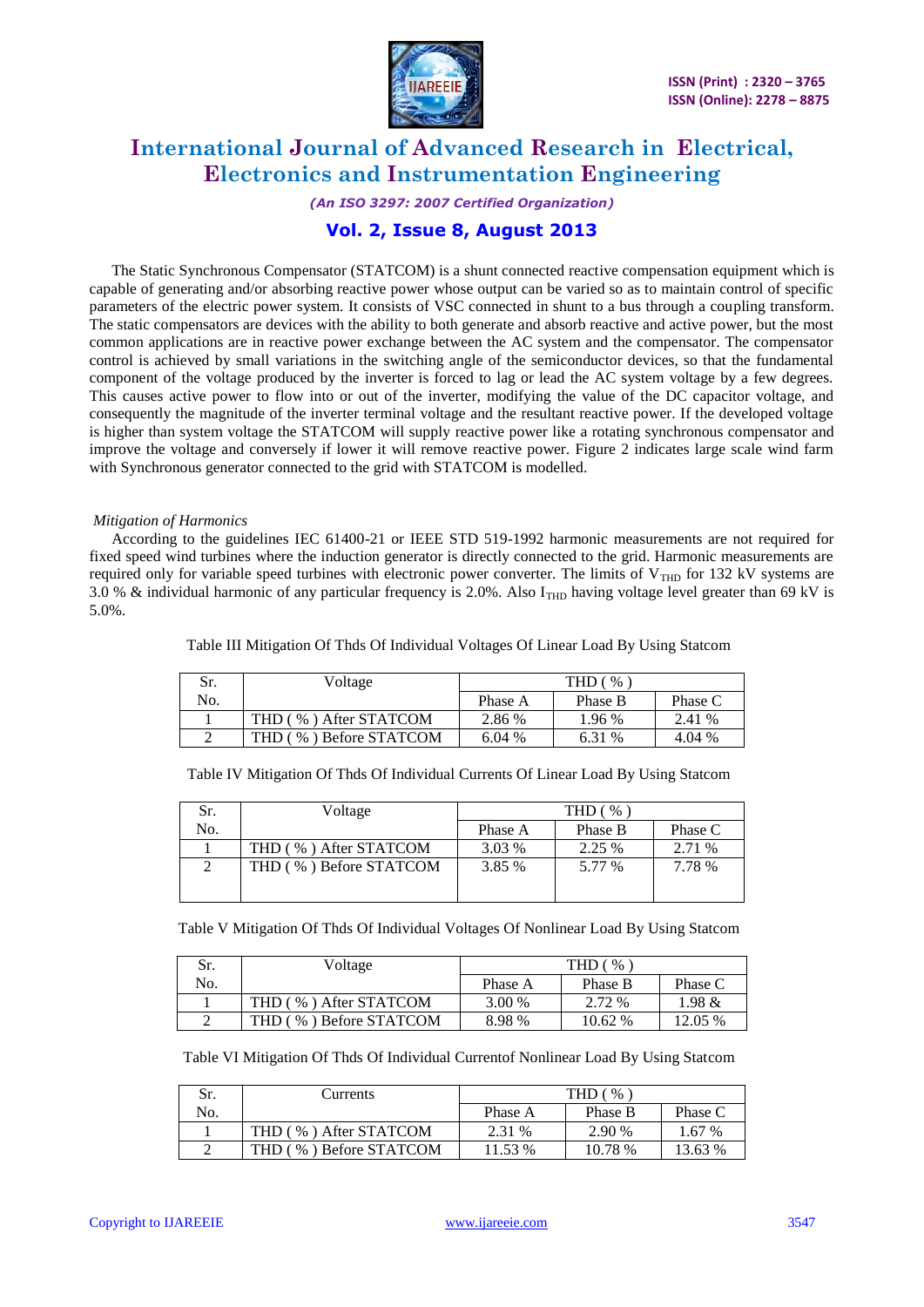The Static Synchronous Compensator (STATCOM) is a shunt connected reactive compensation equipment which is capable of generating and/or absorbing reactive power whose output can be varied so as to maintain control of specific parameters of the electric power system. It consists of VSC connected in shunt to a bus through a coupling transform. The static compensators are devices with the ability to both generate and absorb reactive and active power, but the most common applications are in reactive power exchange between the AC system and the compensator. The compensator control is achieved by small variations in the switching angle of the semiconductor devices, so that the fundamental component of the voltage produced by the inverter is forced to lag or lead the AC system voltage by a few degrees. This causes active power to flow into or out of the inverter, modifying the value of the DC capacitor voltage, and consequently the magnitude of the inverter terminal voltage and the resultant reactive power. If the developed voltage is higher than system voltage the STATCOM will supply reactive power like a rotating synchronous compensator and improve the voltage and conversely if lower it will remove reactive power. Figure 2 indicates large scale wind farm with Synchronous generator connected to the grid with STATCOM is modelled.

*Mitigation of Harmonics*

According to the guidelines IEC 61400-21 or IEEE STD 519-1992 harmonic measurements are not required for fixed speed wind turbines where the induction generator is directly connected to the grid. Harmonic measurements are required only for variable speed turbines with electronic power converter. The limits of $V_{THD}$ for 132 kV systems are 3.0 % & individual harmonic of any particular frequency is 2.0%. Also $I_{THD}$ having voltage level greater than 69 kV is 5.0%.

Table III Mitigation Of Thds Of Individual Voltages Of Linear Load By Using Statcom

| Sr. No. | Voltage | THD ( % ) | | |
|---|---|---|---|---|
| | | Phase A | Phase B | Phase C |
| 1 | THD ( % ) After STATCOM | 2.86 % | 1.96 % | 2.41 % |
| 2 | THD ( % ) Before STATCOM | 6.04 % | 6.31 % | 4.04 % |

Table IV Mitigation Of Thds Of Individual Currents Of Linear Load By Using Statcom

| Sr. No. | Voltage | THD ( % ) | | |
|---|---|---|---|---|
| | | Phase A | Phase B | Phase C |
| 1 | THD ( % ) After STATCOM | 3.03 % | 2.25 % | 2.71 % |
| 2 | THD ( % ) Before STATCOM | 3.85 % | 5.77 % | 7.78 % |

Table V Mitigation Of Thds Of Individual Voltages Of Nonlinear Load By Using Statcom

| Sr. No. | Voltage | THD ( % ) | | |
|---|---|---|---|---|
| | | Phase A | Phase B | Phase C |
| 1 | THD ( % ) After STATCOM | 3.00 % | 2.72 % | 1.98 & |
| 2 | THD ( % ) Before STATCOM | 8.98 % | 10.62 % | 12.05 % |

Table VI Mitigation Of Thds Of Individual Currentof Nonlinear Load By Using Statcom

| Sr. No. | Currents | THD ( % ) | | |
|---|---|---|---|---|
| | | Phase A | Phase B | Phase C |
| 1 | THD ( % ) After STATCOM | 2.31 % | 2.90 % | 1.67 % |
| 2 | THD ( % ) Before STATCOM | 11.53 % | 10.78 % | 13.63 % |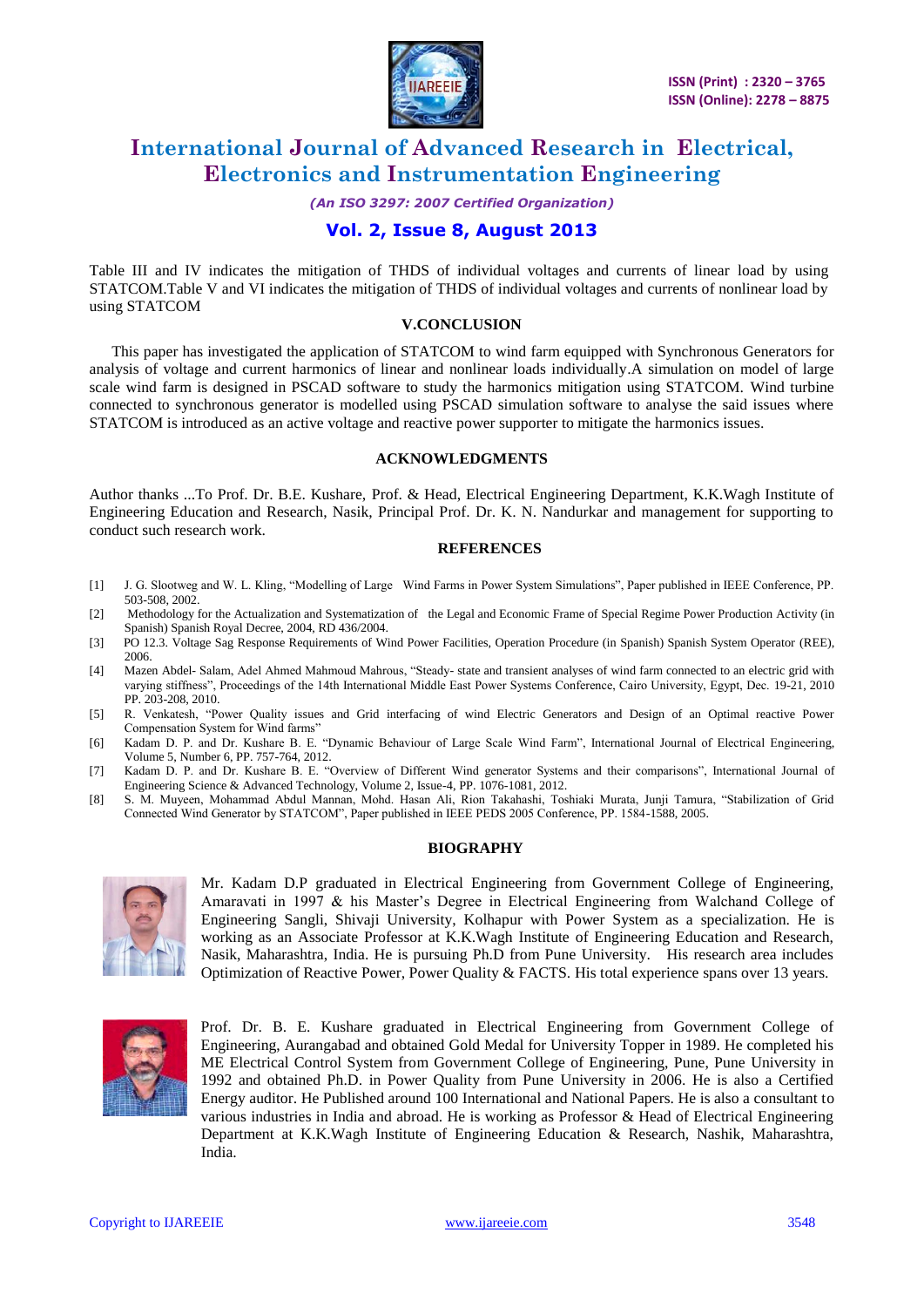Table III and IV indicates the mitigation of THDS of individual voltages and currents of linear load by using STATCOM.Table V and VI indicates the mitigation of THDS of individual voltages and currents of nonlinear load by using STATCOM

## V.CONCLUSION

This paper has investigated the application of STATCOM to wind farm equipped with Synchronous Generators for analysis of voltage and current harmonics of linear and nonlinear loads individually.A simulation on model of large scale wind farm is designed in PSCAD software to study the harmonics mitigation using STATCOM. Wind turbine connected to synchronous generator is modelled using PSCAD simulation software to analyse the said issues where STATCOM is introduced as an active voltage and reactive power supporter to mitigate the harmonics issues.

## ACKNOWLEDGMENTS

Author thanks ...To Prof. Dr. B.E. Kushare, Prof. & Head, Electrical Engineering Department, K.K.Wagh Institute of Engineering Education and Research, Nasik, Principal Prof. Dr. K. N. Nandurkar and management for supporting to conduct such research work.

## REFERENCES

[1] J. G. Slootweg and W. L. Kling, "Modelling of Large Wind Farms in Power System Simulations", Paper published in IEEE Conference, PP. 503-508, 2002.

[2] Methodology for the Actualization and Systematization of the Legal and Economic Frame of Special Regime Power Production Activity (in Spanish) Spanish Royal Decree, 2004, RD 436/2004.

[3] PO 12.3. Voltage Sag Response Requirements of Wind Power Facilities, Operation Procedure (in Spanish) Spanish System Operator (REE), 2006.

[4] Mazen Abdel- Salam, Adel Ahmed Mahmoud Mahrous, "Steady- state and transient analyses of wind farm connected to an electric grid with varying stiffness", Proceedings of the 14th International Middle East Power Systems Conference, Cairo University, Egypt, Dec. 19-21, 2010 PP. 203-208, 2010.

[5] R. Venkatesh, "Power Quality issues and Grid interfacing of wind Electric Generators and Design of an Optimal reactive Power Compensation System for Wind farms"

[6] Kadam D. P. and Dr. Kushare B. E. "Dynamic Behaviour of Large Scale Wind Farm", International Journal of Electrical Engineering, Volume 5, Number 6, PP. 757-764, 2012.

[7] Kadam D. P. and Dr. Kushare B. E. "Overview of Different Wind generator Systems and their comparisons", International Journal of Engineering Science & Advanced Technology, Volume 2, Issue-4, PP. 1076-1081, 2012.

[8] S. M. Muyeen, Mohammad Abdul Mannan, Mohd. Hasan Ali, Rion Takahashi, Toshiaki Murata, Junji Tamura, "Stabilization of Grid Connected Wind Generator by STATCOM", Paper published in IEEE PEDS 2005 Conference, PP. 1584-1588, 2005.

## BIOGRAPHY

Mr. Kadam D.P graduated in Electrical Engineering from Government College of Engineering, Amaravati in 1997 & his Master's Degree in Electrical Engineering from Walchand College of Engineering Sangli, Shivaji University, Kolhapur with Power System as a specialization. He is working as an Associate Professor at K.K.Wagh Institute of Engineering Education and Research, Nasik, Maharashtra, India. He is pursuing Ph.D from Pune University. His research area includes Optimization of Reactive Power, Power Quality & FACTS. His total experience spans over 13 years.

Prof. Dr. B. E. Kushare graduated in Electrical Engineering from Government College of Engineering, Aurangabad and obtained Gold Medal for University Topper in 1989. He completed his ME Electrical Control System from Government College of Engineering, Pune, Pune University in 1992 and obtained Ph.D. in Power Quality from Pune University in 2006. He is also a Certified Energy auditor. He Published around 100 International and National Papers. He is also a consultant to various industries in India and abroad. He is working as Professor & Head of Electrical Engineering Department at K.K.Wagh Institute of Engineering Education & Research, Nashik, Maharashtra, India.